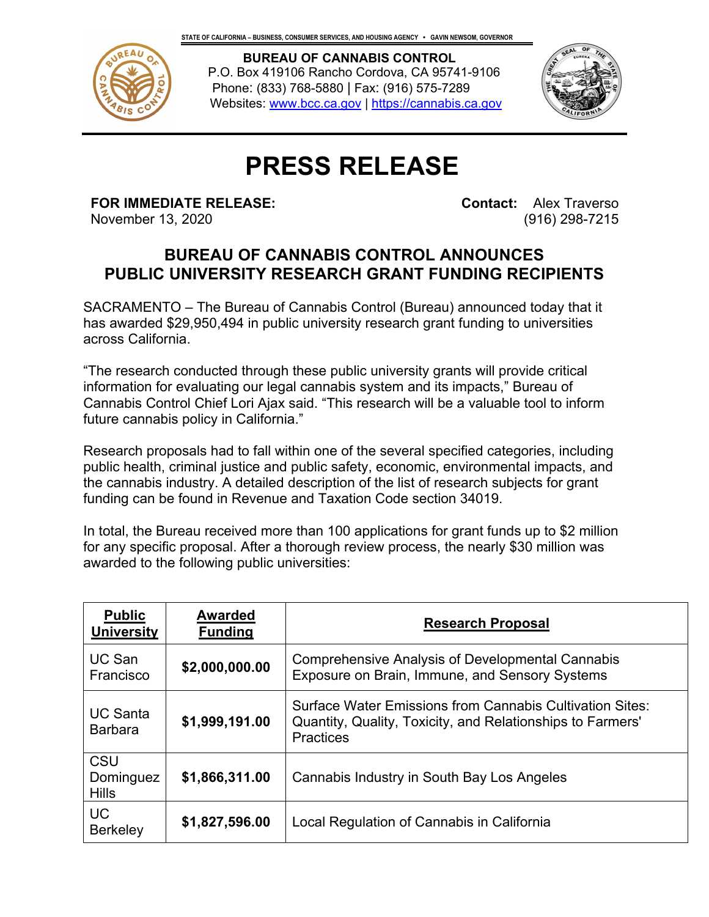STATE OF CALIFORNIA – BUSINESS, CONSUMER SERVICES, AND HOUSING AGENCY • GAVIN NEWSOM, GOVERNOR

**BUREAU OF CANNABIS CONTROL**
P.O. Box 419106 Rancho Cordova, CA 95741-9106
Phone: (833) 768-5880 | Fax: (916) 575-7289
Websites: www.bcc.ca.gov | https://cannabis.ca.gov

# PRESS RELEASE

**FOR IMMEDIATE RELEASE:**
November 13, 2020

**Contact:** Alex Traverso
(916) 298-7215

## BUREAU OF CANNABIS CONTROL ANNOUNCES PUBLIC UNIVERSITY RESEARCH GRANT FUNDING RECIPIENTS

SACRAMENTO – The Bureau of Cannabis Control (Bureau) announced today that it has awarded $29,950,494 in public university research grant funding to universities across California.

"The research conducted through these public university grants will provide critical information for evaluating our legal cannabis system and its impacts," Bureau of Cannabis Control Chief Lori Ajax said. "This research will be a valuable tool to inform future cannabis policy in California."

Research proposals had to fall within one of the several specified categories, including public health, criminal justice and public safety, economic, environmental impacts, and the cannabis industry. A detailed description of the list of research subjects for grant funding can be found in Revenue and Taxation Code section 34019.

In total, the Bureau received more than 100 applications for grant funds up to $2 million for any specific proposal. After a thorough review process, the nearly $30 million was awarded to the following public universities:

| Public University | Awarded Funding | Research Proposal |
|---|---|---|
| UC San Francisco | **$2,000,000.00** | Comprehensive Analysis of Developmental Cannabis Exposure on Brain, Immune, and Sensory Systems |
| UC Santa Barbara | **$1,999,191.00** | Surface Water Emissions from Cannabis Cultivation Sites: Quantity, Quality, Toxicity, and Relationships to Farmers' Practices |
| CSU Dominguez Hills | **$1,866,311.00** | Cannabis Industry in South Bay Los Angeles |
| UC Berkeley | **$1,827,596.00** | Local Regulation of Cannabis in California |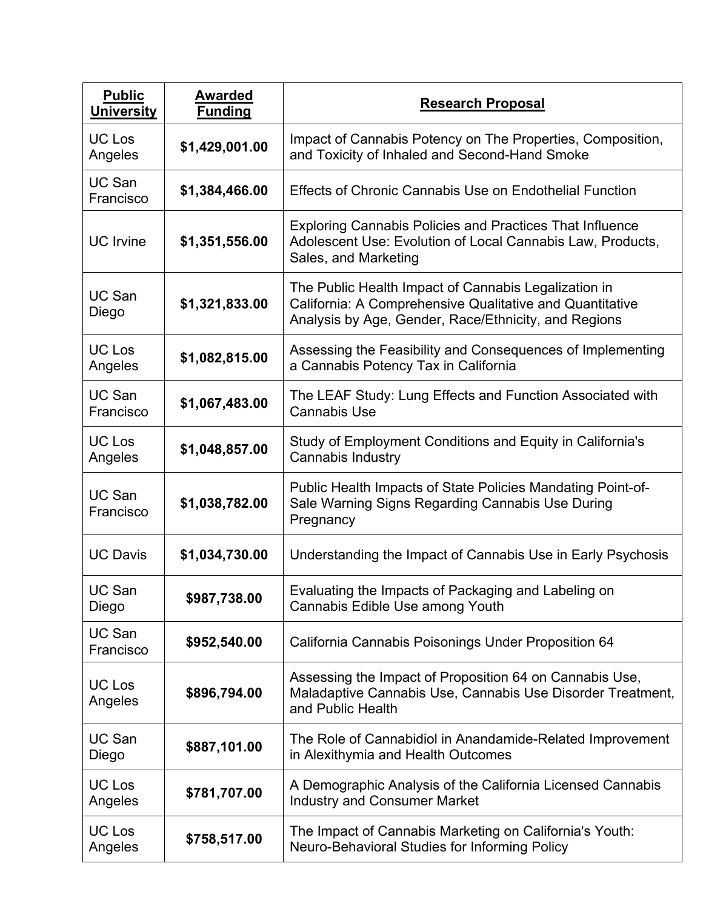| Public University | Awarded Funding | Research Proposal |
| --- | --- | --- |
| UC Los Angeles | **$1,429,001.00** | Impact of Cannabis Potency on The Properties, Composition, and Toxicity of Inhaled and Second-Hand Smoke |
| UC San Francisco | **$1,384,466.00** | Effects of Chronic Cannabis Use on Endothelial Function |
| UC Irvine | **$1,351,556.00** | Exploring Cannabis Policies and Practices That Influence Adolescent Use: Evolution of Local Cannabis Law, Products, Sales, and Marketing |
| UC San Diego | **$1,321,833.00** | The Public Health Impact of Cannabis Legalization in California: A Comprehensive Qualitative and Quantitative Analysis by Age, Gender, Race/Ethnicity, and Regions |
| UC Los Angeles | **$1,082,815.00** | Assessing the Feasibility and Consequences of Implementing a Cannabis Potency Tax in California |
| UC San Francisco | **$1,067,483.00** | The LEAF Study: Lung Effects and Function Associated with Cannabis Use |
| UC Los Angeles | **$1,048,857.00** | Study of Employment Conditions and Equity in California's Cannabis Industry |
| UC San Francisco | **$1,038,782.00** | Public Health Impacts of State Policies Mandating Point-of-Sale Warning Signs Regarding Cannabis Use During Pregnancy |
| UC Davis | **$1,034,730.00** | Understanding the Impact of Cannabis Use in Early Psychosis |
| UC San Diego | **$987,738.00** | Evaluating the Impacts of Packaging and Labeling on Cannabis Edible Use among Youth |
| UC San Francisco | **$952,540.00** | California Cannabis Poisonings Under Proposition 64 |
| UC Los Angeles | **$896,794.00** | Assessing the Impact of Proposition 64 on Cannabis Use, Maladaptive Cannabis Use, Cannabis Use Disorder Treatment, and Public Health |
| UC San Diego | **$887,101.00** | The Role of Cannabidiol in Anandamide-Related Improvement in Alexithymia and Health Outcomes |
| UC Los Angeles | **$781,707.00** | A Demographic Analysis of the California Licensed Cannabis Industry and Consumer Market |
| UC Los Angeles | **$758,517.00** | The Impact of Cannabis Marketing on California's Youth: Neuro-Behavioral Studies for Informing Policy |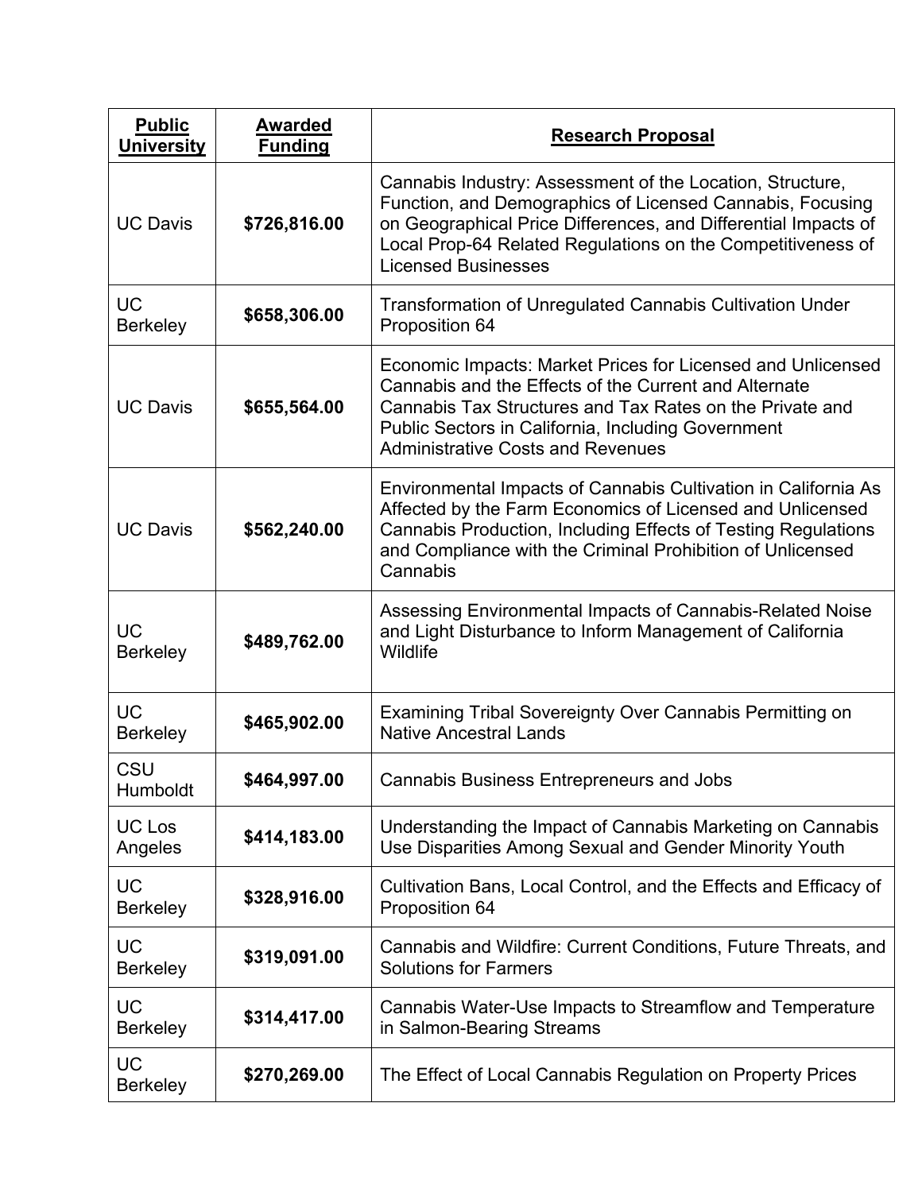| Public University | Awarded Funding | Research Proposal |
|---|---|---|
| UC Davis | **$726,816.00** | Cannabis Industry: Assessment of the Location, Structure, Function, and Demographics of Licensed Cannabis, Focusing on Geographical Price Differences, and Differential Impacts of Local Prop-64 Related Regulations on the Competitiveness of Licensed Businesses |
| UC Berkeley | **$658,306.00** | Transformation of Unregulated Cannabis Cultivation Under Proposition 64 |
| UC Davis | **$655,564.00** | Economic Impacts: Market Prices for Licensed and Unlicensed Cannabis and the Effects of the Current and Alternate Cannabis Tax Structures and Tax Rates on the Private and Public Sectors in California, Including Government Administrative Costs and Revenues |
| UC Davis | **$562,240.00** | Environmental Impacts of Cannabis Cultivation in California As Affected by the Farm Economics of Licensed and Unlicensed Cannabis Production, Including Effects of Testing Regulations and Compliance with the Criminal Prohibition of Unlicensed Cannabis |
| UC Berkeley | **$489,762.00** | Assessing Environmental Impacts of Cannabis-Related Noise and Light Disturbance to Inform Management of California Wildlife |
| UC Berkeley | **$465,902.00** | Examining Tribal Sovereignty Over Cannabis Permitting on Native Ancestral Lands |
| CSU Humboldt | **$464,997.00** | Cannabis Business Entrepreneurs and Jobs |
| UC Los Angeles | **$414,183.00** | Understanding the Impact of Cannabis Marketing on Cannabis Use Disparities Among Sexual and Gender Minority Youth |
| UC Berkeley | **$328,916.00** | Cultivation Bans, Local Control, and the Effects and Efficacy of Proposition 64 |
| UC Berkeley | **$319,091.00** | Cannabis and Wildfire: Current Conditions, Future Threats, and Solutions for Farmers |
| UC Berkeley | **$314,417.00** | Cannabis Water-Use Impacts to Streamflow and Temperature in Salmon-Bearing Streams |
| UC Berkeley | **$270,269.00** | The Effect of Local Cannabis Regulation on Property Prices |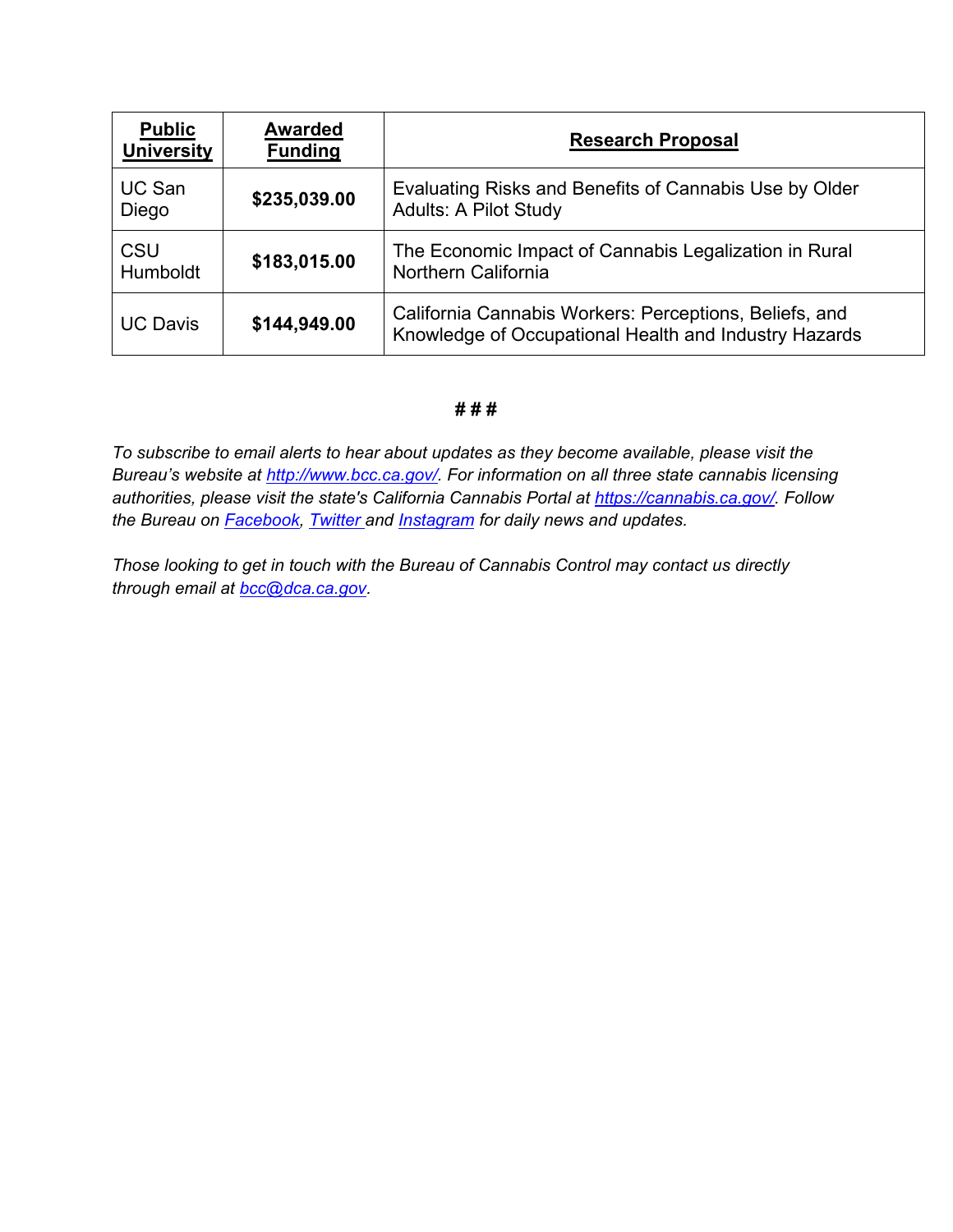| Public University | Awarded Funding | Research Proposal |
|---|---|---|
| UC San Diego | **$235,039.00** | Evaluating Risks and Benefits of Cannabis Use by Older Adults: A Pilot Study |
| CSU Humboldt | **$183,015.00** | The Economic Impact of Cannabis Legalization in Rural Northern California |
| UC Davis | **$144,949.00** | California Cannabis Workers: Perceptions, Beliefs, and Knowledge of Occupational Health and Industry Hazards |

**# # #**

*To subscribe to email alerts to hear about updates as they become available, please visit the Bureau's website at [http://www.bcc.ca.gov/](http://www.bcc.ca.gov/). For information on all three state cannabis licensing authorities, please visit the state's California Cannabis Portal at [https://cannabis.ca.gov/](https://cannabis.ca.gov/). Follow the Bureau on Facebook, Twitter and Instagram for daily news and updates.*

*Those looking to get in touch with the Bureau of Cannabis Control may contact us directly through email at [bcc@dca.ca.gov](mailto:bcc@dca.ca.gov).*